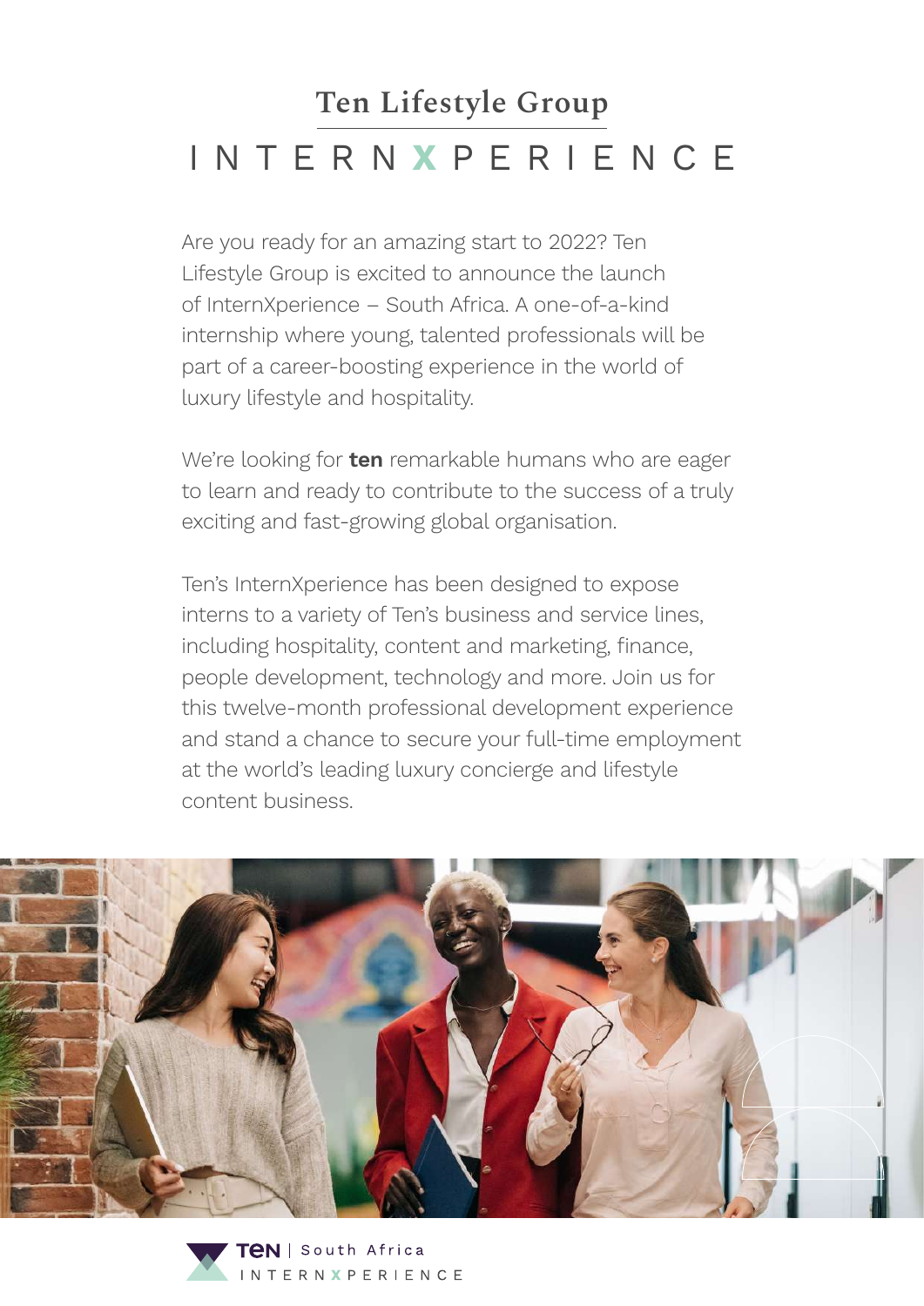# Ten Lifestyle Group

## INTERNXPERIENCE

Are you ready for an amazing start to 2022? Ten Lifestyle Group is excited to announce the launch of InternXperience – South Africa. A one-of-a-kind internship where young, talented professionals will be part of a career-boosting experience in the world of luxury lifestyle and hospitality.

We're looking for **ten** remarkable humans who are eager to learn and ready to contribute to the success of a truly exciting and fast-growing global organisation.

Ten's InternXperience has been designed to expose interns to a variety of Ten's business and service lines, including hospitality, content and marketing, finance, people development, technology and more. Join us for this twelve-month professional development experience and stand a chance to secure your full-time employment at the world's leading luxury concierge and lifestyle content business.

TEN | South Africa
INTERNXPERIENCE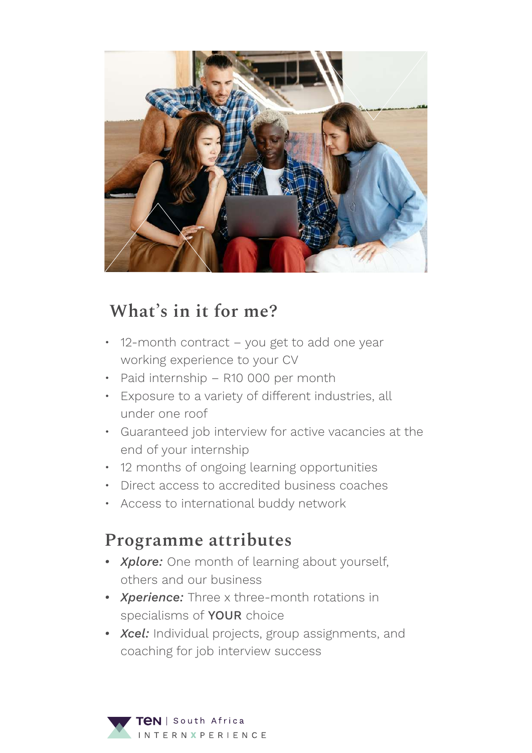## What's in it for me?

- 12-month contract – you get to add one year working experience to your CV
- Paid internship – R10 000 per month
- Exposure to a variety of different industries, all under one roof
- Guaranteed job interview for active vacancies at the end of your internship
- 12 months of ongoing learning opportunities
- Direct access to accredited business coaches
- Access to international buddy network

## Programme attributes

- ***Xplore:*** One month of learning about yourself, others and our business
- ***Xperience:*** Three x three-month rotations in specialisms of **YOUR** choice
- ***Xcel:*** Individual projects, group assignments, and coaching for job interview success

TEN | South Africa INTERNXPERIENCE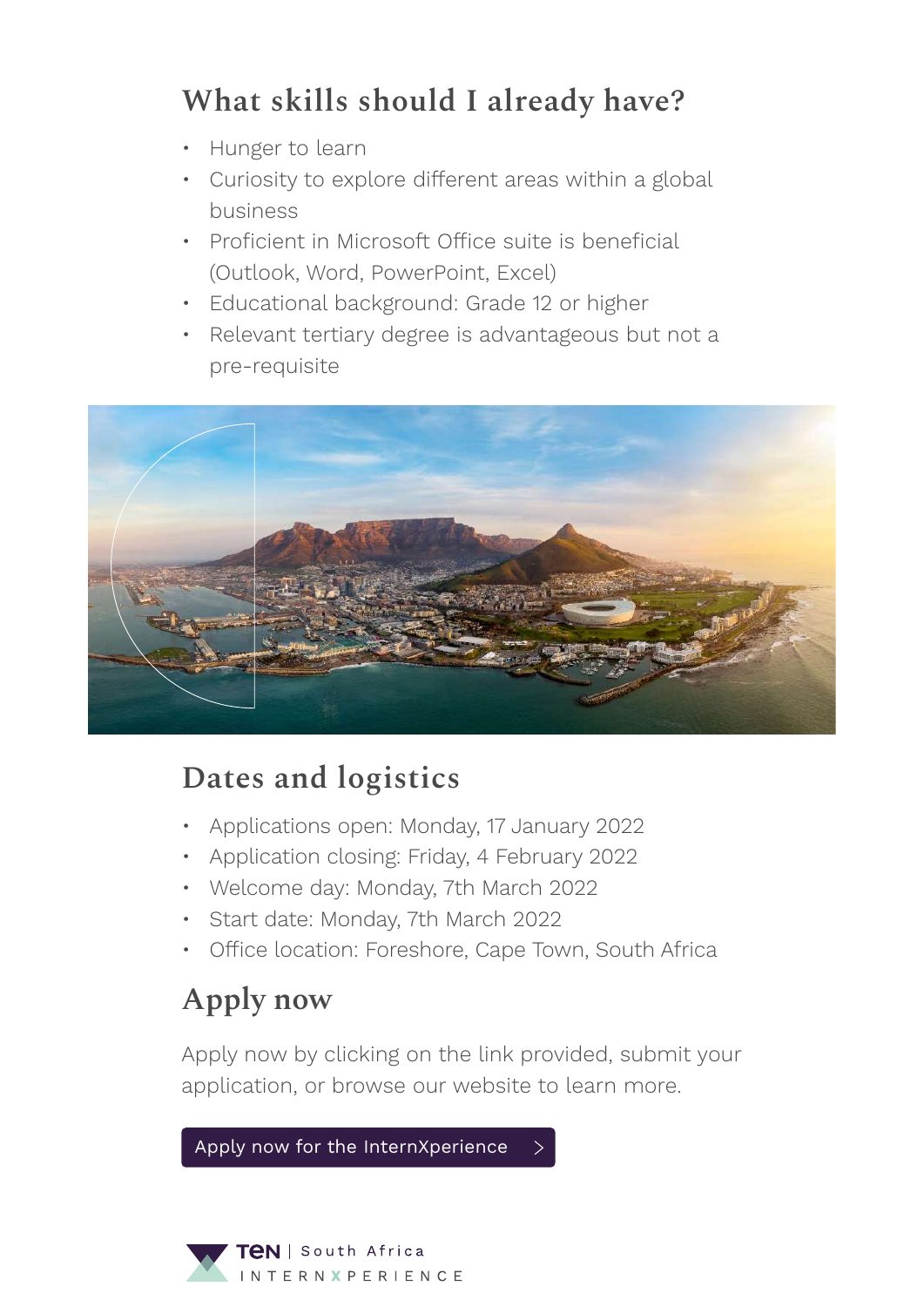## What skills should I already have?

- Hunger to learn
- Curiosity to explore different areas within a global business
- Proficient in Microsoft Office suite is beneficial (Outlook, Word, PowerPoint, Excel)
- Educational background: Grade 12 or higher
- Relevant tertiary degree is advantageous but not a pre-requisite

## Dates and logistics

- Applications open: Monday, 17 January 2022
- Application closing: Friday, 4 February 2022
- Welcome day: Monday, 7th March 2022
- Start date: Monday, 7th March 2022
- Office location: Foreshore, Cape Town, South Africa

## Apply now

Apply now by clicking on the link provided, submit your application, or browse our website to learn more.

Apply now for the InternXperience >

TEN | South Africa
INTERNXPERIENCE